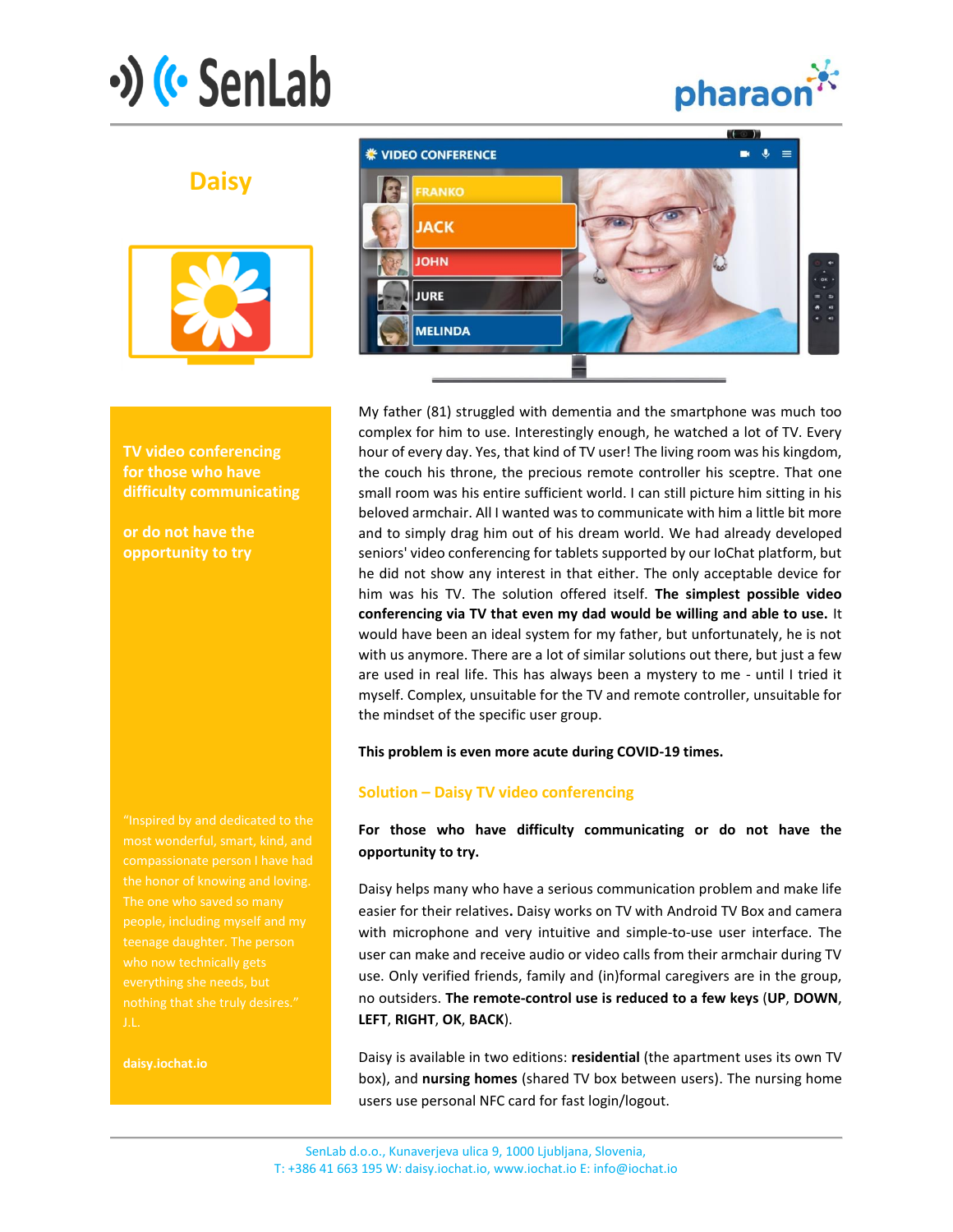# Daisy

**TV video conferencing for those who have difficulty communicating**

**or do not have the opportunity to try**

"Inspired by and dedicated to the most wonderful, smart, kind, and compassionate person I have had the honor of knowing and loving. The one who saved so many people, including myself and my teenage daughter. The person who now technically gets everything she needs, but nothing that she truly desires." J.L.

**daisy.iochat.io**

My father (81) struggled with dementia and the smartphone was much too complex for him to use. Interestingly enough, he watched a lot of TV. Every hour of every day. Yes, that kind of TV user! The living room was his kingdom, the couch his throne, the precious remote controller his sceptre. That one small room was his entire sufficient world. I can still picture him sitting in his beloved armchair. All I wanted was to communicate with him a little bit more and to simply drag him out of his dream world. We had already developed seniors' video conferencing for tablets supported by our IoChat platform, but he did not show any interest in that either. The only acceptable device for him was his TV. The solution offered itself. **The simplest possible video conferencing via TV that even my dad would be willing and able to use.** It would have been an ideal system for my father, but unfortunately, he is not with us anymore. There are a lot of similar solutions out there, but just a few are used in real life. This has always been a mystery to me - until I tried it myself. Complex, unsuitable for the TV and remote controller, unsuitable for the mindset of the specific user group.

**This problem is even more acute during COVID-19 times.**

## Solution – Daisy TV video conferencing

**For those who have difficulty communicating or do not have the opportunity to try.**

Daisy helps many who have a serious communication problem and make life easier for their relatives**.** Daisy works on TV with Android TV Box and camera with microphone and very intuitive and simple-to-use user interface. The user can make and receive audio or video calls from their armchair during TV use. Only verified friends, family and (in)formal caregivers are in the group, no outsiders. **The remote-control use is reduced to a few keys** (**UP**, **DOWN**, **LEFT**, **RIGHT**, **OK**, **BACK**).

Daisy is available in two editions: **residential** (the apartment uses its own TV box), and **nursing homes** (shared TV box between users). The nursing home users use personal NFC card for fast login/logout.

SenLab d.o.o., Kunaverjeva ulica 9, 1000 Ljubljana, Slovenia,
T: +386 41 663 195 W: daisy.iochat.io, www.iochat.io E: info@iochat.io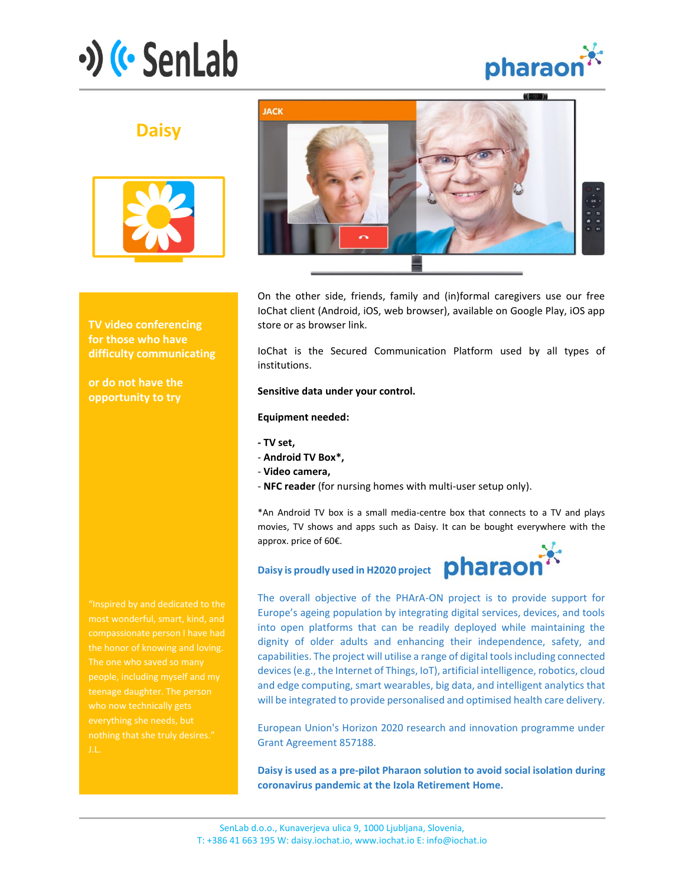# Daisy

**TV video conferencing for those who have difficulty communicating**

**or do not have the opportunity to try**

"Inspired by and dedicated to the most wonderful, smart, kind, and compassionate person I have had the honor of knowing and loving. The one who saved so many people, including myself and my teenage daughter. The person who now technically gets everything she needs, but nothing that she truly desires." J.L.

On the other side, friends, family and (in)formal caregivers use our free IoChat client (Android, iOS, web browser), available on Google Play, iOS app store or as browser link.

IoChat is the Secured Communication Platform used by all types of institutions.

**Sensitive data under your control.**

**Equipment needed:**

- **TV set,**
- **Android TV Box\*,**
- **Video camera,**
- **NFC reader** (for nursing homes with multi-user setup only).

\*An Android TV box is a small media-centre box that connects to a TV and plays movies, TV shows and apps such as Daisy. It can be bought everywhere with the approx. price of 60€.

**Daisy is proudly used in H2020 project** pharaon

The overall objective of the PHArA-ON project is to provide support for Europe's ageing population by integrating digital services, devices, and tools into open platforms that can be readily deployed while maintaining the dignity of older adults and enhancing their independence, safety, and capabilities. The project will utilise a range of digital tools including connected devices (e.g., the Internet of Things, IoT), artificial intelligence, robotics, cloud and edge computing, smart wearables, big data, and intelligent analytics that will be integrated to provide personalised and optimised health care delivery.

European Union's Horizon 2020 research and innovation programme under Grant Agreement 857188.

**Daisy is used as a pre-pilot Pharaon solution to avoid social isolation during coronavirus pandemic at the Izola Retirement Home.**

SenLab d.o.o., Kunaverjeva ulica 9, 1000 Ljubljana, Slovenia,
T: +386 41 663 195 W: daisy.iochat.io, www.iochat.io E: info@iochat.io